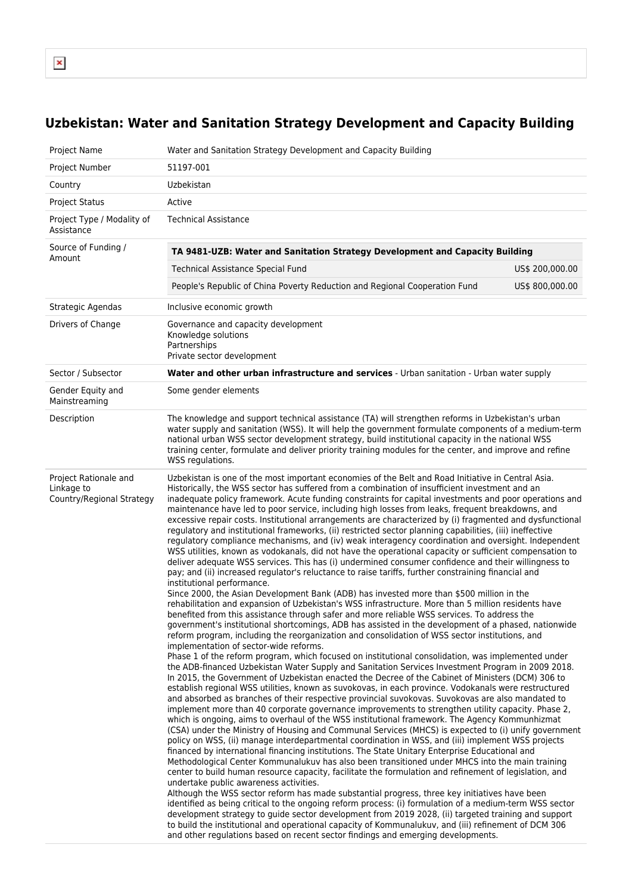# Uzbekistan: Water and Sanitation Strategy Development and Capacity Building

| | |
|---|---|
| Project Name | Water and Sanitation Strategy Development and Capacity Building |
| Project Number | 51197-001 |
| Country | Uzbekistan |
| Project Status | Active |
| Project Type / Modality of Assistance | Technical Assistance |
| Source of Funding / Amount | **TA 9481-UZB: Water and Sanitation Strategy Development and Capacity Building**<br>Technical Assistance Special Fund — US$ 200,000.00<br>People's Republic of China Poverty Reduction and Regional Cooperation Fund — US$ 800,000.00 |
| Strategic Agendas | Inclusive economic growth |
| Drivers of Change | Governance and capacity development<br>Knowledge solutions<br>Partnerships<br>Private sector development |
| Sector / Subsector | **Water and other urban infrastructure and services** - Urban sanitation - Urban water supply |
| Gender Equity and Mainstreaming | Some gender elements |
| Description | The knowledge and support technical assistance (TA) will strengthen reforms in Uzbekistan's urban water supply and sanitation (WSS). It will help the government formulate components of a medium-term national urban WSS sector development strategy, build institutional capacity in the national WSS training center, formulate and deliver priority training modules for the center, and improve and refine WSS regulations. |
| Project Rationale and Linkage to Country/Regional Strategy | Uzbekistan is one of the most important economies of the Belt and Road Initiative in Central Asia. Historically, the WSS sector has suffered from a combination of insufficient investment and an inadequate policy framework. Acute funding constraints for capital investments and poor operations and maintenance have led to poor service, including high losses from leaks, frequent breakdowns, and excessive repair costs. Institutional arrangements are characterized by (i) fragmented and dysfunctional regulatory and institutional frameworks, (ii) restricted sector planning capabilities, (iii) ineffective regulatory compliance mechanisms, and (iv) weak interagency coordination and oversight. Independent WSS utilities, known as vodokanals, did not have the operational capacity or sufficient compensation to deliver adequate WSS services. This has (i) undermined consumer confidence and their willingness to pay; and (ii) increased regulator's reluctance to raise tariffs, further constraining financial and institutional performance.<br>Since 2000, the Asian Development Bank (ADB) has invested more than $500 million in the rehabilitation and expansion of Uzbekistan's WSS infrastructure. More than 5 million residents have benefited from this assistance through safer and more reliable WSS services. To address the government's institutional shortcomings, ADB has assisted in the development of a phased, nationwide reform program, including the reorganization and consolidation of WSS sector institutions, and implementation of sector-wide reforms.<br>Phase 1 of the reform program, which focused on institutional consolidation, was implemented under the ADB-financed Uzbekistan Water Supply and Sanitation Services Investment Program in 2009 2018. In 2015, the Government of Uzbekistan enacted the Decree of the Cabinet of Ministers (DCM) 306 to establish regional WSS utilities, known as suvokovas, in each province. Vodokanals were restructured and absorbed as branches of their respective provincial suvokovas. Suvokovas are also mandated to implement more than 40 corporate governance improvements to strengthen utility capacity. Phase 2, which is ongoing, aims to overhaul of the WSS institutional framework. The Agency Kommunhizmat (CSA) under the Ministry of Housing and Communal Services (MHCS) is expected to (i) unify government policy on WSS, (ii) manage interdepartmental coordination in WSS, and (iii) implement WSS projects financed by international financing institutions. The State Unitary Enterprise Educational and Methodological Center Kommunalukuv has also been transitioned under MHCS into the main training center to build human resource capacity, facilitate the formulation and refinement of legislation, and undertake public awareness activities.<br>Although the WSS sector reform has made substantial progress, three key initiatives have been identified as being critical to the ongoing reform process: (i) formulation of a medium-term WSS sector development strategy to guide sector development from 2019 2028, (ii) targeted training and support to build the institutional and operational capacity of Kommunalukuv, and (iii) refinement of DCM 306 and other regulations based on recent sector findings and emerging developments. |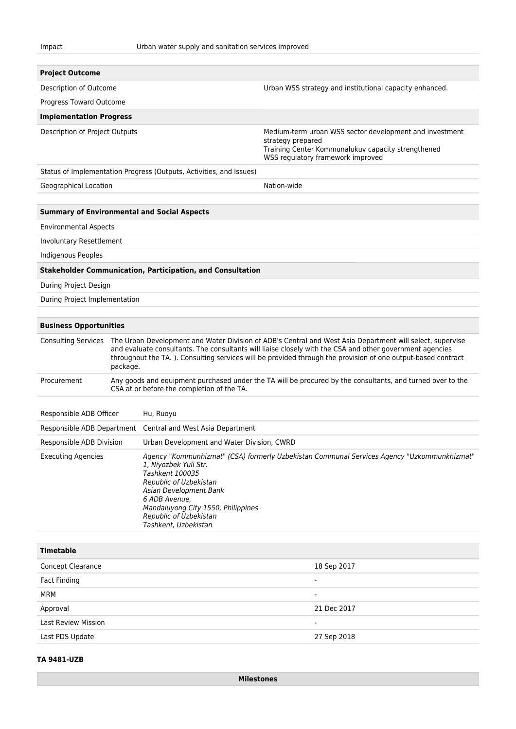| Impact | Urban water supply and sanitation services improved |
|---|---|

| **Project Outcome** | |
|---|---|
| Description of Outcome | Urban WSS strategy and institutional capacity enhanced. |
| Progress Toward Outcome | |
| **Implementation Progress** | |
| Description of Project Outputs | Medium-term urban WSS sector development and investment strategy prepared<br>Training Center Kommunalukuv capacity strengthened<br>WSS regulatory framework improved |
| Status of Implementation Progress (Outputs, Activities, and Issues) | |
| Geographical Location | Nation-wide |

| **Summary of Environmental and Social Aspects** | |
|---|---|
| Environmental Aspects | |
| Involuntary Resettlement | |
| Indigenous Peoples | |
| **Stakeholder Communication, Participation, and Consultation** | |
| During Project Design | |
| During Project Implementation | |

| **Business Opportunities** | |
|---|---|
| Consulting Services | The Urban Development and Water Division of ADB's Central and West Asia Department will select, supervise and evaluate consultants. The consultants will liaise closely with the CSA and other government agencies throughout the TA. ). Consulting services will be provided through the provision of one output-based contract package. |
| Procurement | Any goods and equipment purchased under the TA will be procured by the consultants, and turned over to the CSA at or before the completion of the TA. |

| Responsible ADB Officer | Hu, Ruoyu |
|---|---|
| Responsible ADB Department | Central and West Asia Department |
| Responsible ADB Division | Urban Development and Water Division, CWRD |
| Executing Agencies | *Agency "Kommunhizmat" (CSA) formerly Uzbekistan Communal Services Agency "Uzkommunkhizmat"*<br>*1, Niyozbek Yuli Str.*<br>*Tashkent 100035*<br>*Republic of Uzbekistan*<br>*Asian Development Bank*<br>*6 ADB Avenue,*<br>*Mandaluyong City 1550, Philippines*<br>*Republic of Uzbekistan*<br>*Tashkent, Uzbekistan* |

| **Timetable** | |
|---|---|
| Concept Clearance | 18 Sep 2017 |
| Fact Finding | - |
| MRM | - |
| Approval | 21 Dec 2017 |
| Last Review Mission | - |
| Last PDS Update | 27 Sep 2018 |

**TA 9481-UZB**

| **Milestones** |
|---|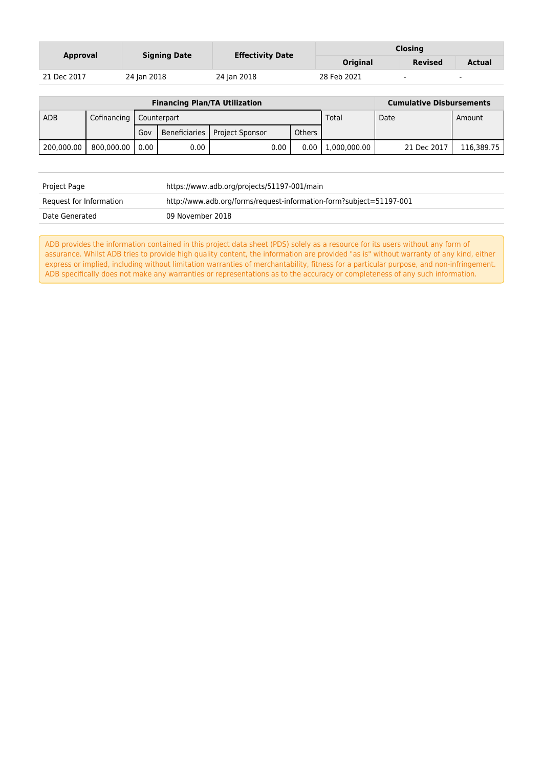| Approval | Signing Date | Effectivity Date | Closing | | |
|---|---|---|---|---|---|
| | | | Original | Revised | Actual |
| 21 Dec 2017 | 24 Jan 2018 | 24 Jan 2018 | 28 Feb 2021 | - | - |

| Financing Plan/TA Utilization | | | | | | | Cumulative Disbursements | |
|---|---|---|---|---|---|---|---|---|
| ADB | Cofinancing | Counterpart | | | | Total | Date | Amount |
| | | Gov | Beneficiaries | Project Sponsor | Others | | | |
| 200,000.00 | 800,000.00 | 0.00 | 0.00 | 0.00 | 0.00 | 1,000,000.00 | 21 Dec 2017 | 116,389.75 |

| | |
|---|---|
| Project Page | https://www.adb.org/projects/51197-001/main |
| Request for Information | http://www.adb.org/forms/request-information-form?subject=51197-001 |
| Date Generated | 09 November 2018 |

ADB provides the information contained in this project data sheet (PDS) solely as a resource for its users without any form of assurance. Whilst ADB tries to provide high quality content, the information are provided "as is" without warranty of any kind, either express or implied, including without limitation warranties of merchantability, fitness for a particular purpose, and non-infringement. ADB specifically does not make any warranties or representations as to the accuracy or completeness of any such information.